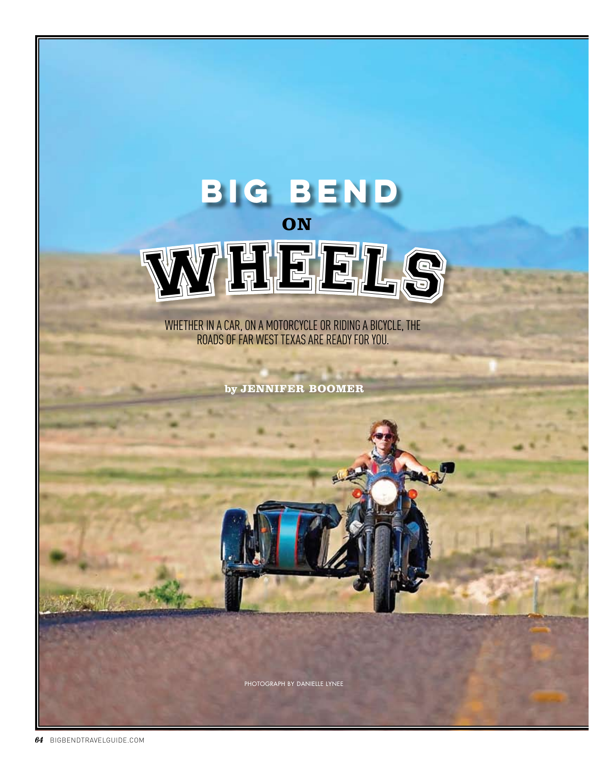# BIG BEND ON WHEELS

WHETHER IN A CAR, ON A MOTORCYCLE OR RIDING A BICYCLE, THE ROADS OF FAR WEST TEXAS ARE READY FOR YOU.

by **JENNIFER BOOMER**

PHOTOGRAPH BY DANIELLE LYNEE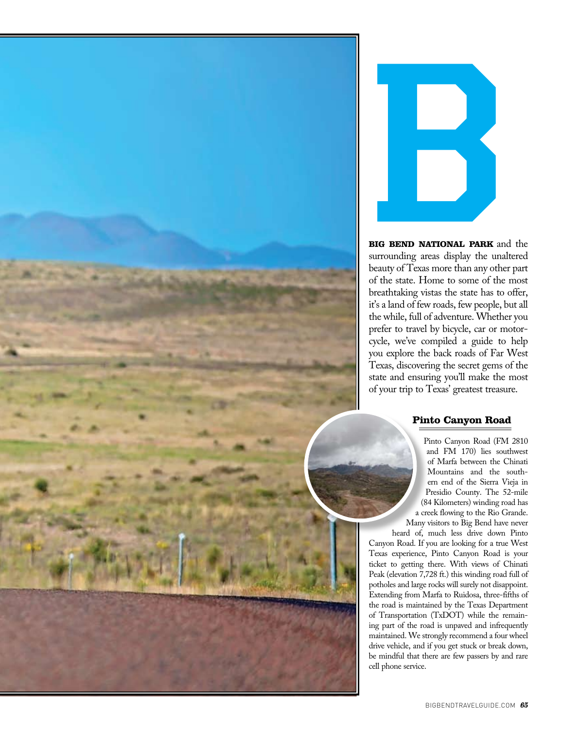B

**BIG BEND NATIONAL PARK** and the surrounding areas display the unaltered beauty of Texas more than any other part of the state. Home to some of the most breathtaking vistas the state has to offer, it's a land of few roads, few people, but all the while, full of adventure. Whether you prefer to travel by bicycle, car or motorcycle, we've compiled a guide to help you explore the back roads of Far West Texas, discovering the secret gems of the state and ensuring you'll make the most of your trip to Texas' greatest treasure.

## Pinto Canyon Road

Pinto Canyon Road (FM 2810 and FM 170) lies southwest of Marfa between the Chinati Mountains and the southern end of the Sierra Vieja in Presidio County. The 52-mile (84 Kilometers) winding road has a creek flowing to the Rio Grande. Many visitors to Big Bend have never heard of, much less drive down Pinto Canyon Road. If you are looking for a true West Texas experience, Pinto Canyon Road is your ticket to getting there. With views of Chinati Peak (elevation 7,728 ft.) this winding road full of potholes and large rocks will surely not disappoint. Extending from Marfa to Ruidosa, three-fifths of the road is maintained by the Texas Department of Transportation (TxDOT) while the remaining part of the road is unpaved and infrequently maintained. We strongly recommend a four wheel drive vehicle, and if you get stuck or break down, be mindful that there are few passers by and rare cell phone service.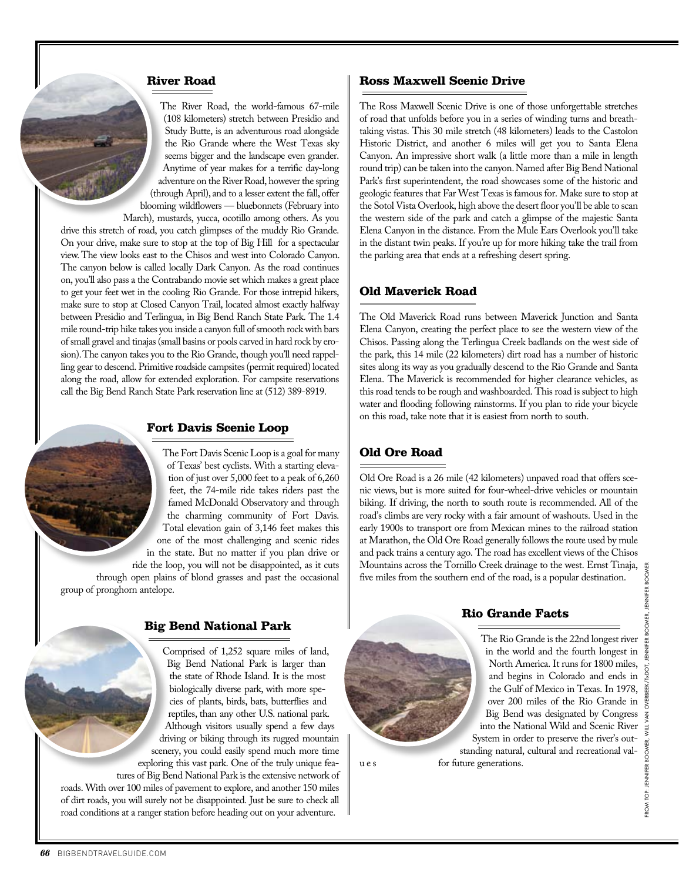### River Road

The River Road, the world-famous 67-mile (108 kilometers) stretch between Presidio and Study Butte, is an adventurous road alongside the Rio Grande where the West Texas sky seems bigger and the landscape even grander. Anytime of year makes for a terrific day-long adventure on the River Road, however the spring (through April), and to a lesser extent the fall, offer blooming wildflowers — bluebonnets (February into March), mustards, yucca, ocotillo among others. As you drive this stretch of road, you catch glimpses of the muddy Rio Grande. On your drive, make sure to stop at the top of Big Hill for a spectacular view. The view looks east to the Chisos and west into Colorado Canyon. The canyon below is called locally Dark Canyon. As the road continues on, you'll also pass a the Contrabando movie set which makes a great place to get your feet wet in the cooling Rio Grande. For those intrepid hikers, make sure to stop at Closed Canyon Trail, located almost exactly halfway between Presidio and Terlingua, in Big Bend Ranch State Park. The 1.4 mile round-trip hike takes you inside a canyon full of smooth rock with bars of small gravel and tinajas (small basins or pools carved in hard rock by erosion). The canyon takes you to the Rio Grande, though you'll need rappelling gear to descend. Primitive roadside campsites (permit required) located along the road, allow for extended exploration. For campsite reservations call the Big Bend Ranch State Park reservation line at (512) 389-8919.

### Fort Davis Scenic Loop

The Fort Davis Scenic Loop is a goal for many of Texas' best cyclists. With a starting elevation of just over 5,000 feet to a peak of 6,260 feet, the 74-mile ride takes riders past the famed McDonald Observatory and through the charming community of Fort Davis. Total elevation gain of 3,146 feet makes this one of the most challenging and scenic rides in the state. But no matter if you plan drive or ride the loop, you will not be disappointed, as it cuts through open plains of blond grasses and past the occasional group of pronghorn antelope.

### Big Bend National Park

Comprised of 1,252 square miles of land, Big Bend National Park is larger than the state of Rhode Island. It is the most biologically diverse park, with more species of plants, birds, bats, butterflies and reptiles, than any other U.S. national park. Although visitors usually spend a few days driving or biking through its rugged mountain scenery, you could easily spend much more time exploring this vast park. One of the truly unique features of Big Bend National Park is the extensive network of roads. With over 100 miles of pavement to explore, and another 150 miles of dirt roads, you will surely not be disappointed. Just be sure to check all road conditions at a ranger station before heading out on your adventure.

### Ross Maxwell Scenic Drive

The Ross Maxwell Scenic Drive is one of those unforgettable stretches of road that unfolds before you in a series of winding turns and breath-taking vistas. This 30 mile stretch (48 kilometers) leads to the Castolon Historic District, and another 6 miles will get you to Santa Elena Canyon. An impressive short walk (a little more than a mile in length round trip) can be taken into the canyon. Named after Big Bend National Park's first superintendent, the road showcases some of the historic and geologic features that Far West Texas is famous for. Make sure to stop at the Sotol Vista Overlook, high above the desert floor you'll be able to scan the western side of the park and catch a glimpse of the majestic Santa Elena Canyon in the distance. From the Mule Ears Overlook you'll take in the distant twin peaks. If you're up for more hiking take the trail from the parking area that ends at a refreshing desert spring.

### Old Maverick Road

The Old Maverick Road runs between Maverick Junction and Santa Elena Canyon, creating the perfect place to see the western view of the Chisos. Passing along the Terlingua Creek badlands on the west side of the park, this 14 mile (22 kilometers) dirt road has a number of historic sites along its way as you gradually descend to the Rio Grande and Santa Elena. The Maverick is recommended for higher clearance vehicles, as this road tends to be rough and washboarded. This road is subject to high water and flooding following rainstorms. If you plan to ride your bicycle on this road, take note that it is easiest from north to south.

### Old Ore Road

Old Ore Road is a 26 mile (42 kilometers) unpaved road that offers scenic views, but is more suited for four-wheel-drive vehicles or mountain biking. If driving, the north to south route is recommended. All of the road's climbs are very rocky with a fair amount of washouts. Used in the early 1900s to transport ore from Mexican mines to the railroad station at Marathon, the Old Ore Road generally follows the route used by mule and pack trains a century ago. The road has excellent views of the Chisos Mountains across the Tornillo Creek drainage to the west. Ernst Tinaja, five miles from the southern end of the road, is a popular destination.

### Rio Grande Facts

The Rio Grande is the 22nd longest river in the world and the fourth longest in North America. It runs for 1800 miles, and begins in Colorado and ends in the Gulf of Mexico in Texas. In 1978, over 200 miles of the Rio Grande in Big Bend was designated by Congress into the National Wild and Scenic River System in order to preserve the river's outstanding natural, cultural and recreational values for future generations.

FROM TOP: JENNIFER BOOMER, WILL VAN OVERBEEK/TxDOT, JENNIFER BOOMER, JENNIFER BOOMER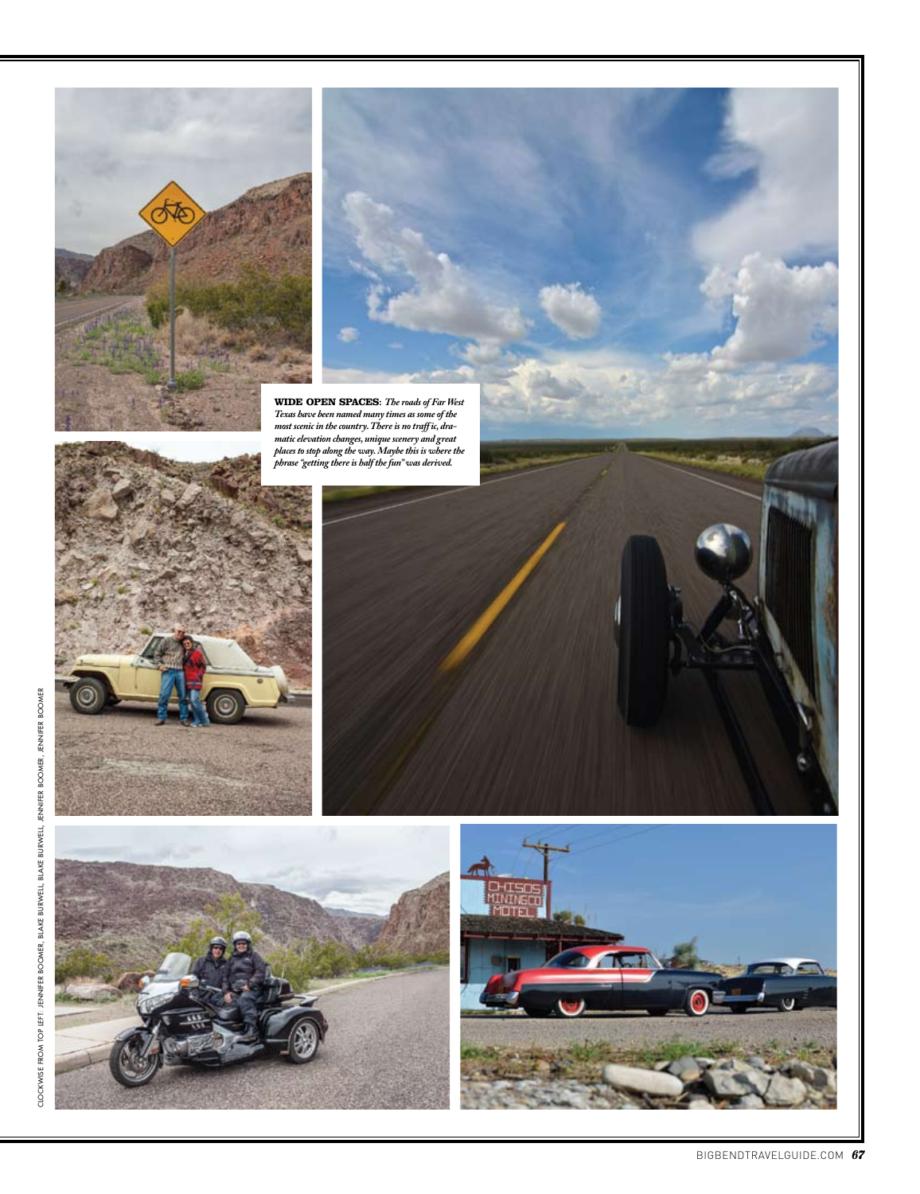**WIDE OPEN SPACES:** *The roads of Far West Texas have been named many times as some of the most scenic in the country. There is no traffic, dramatic elevation changes, unique scenery and great places to stop along the way. Maybe this is where the phrase "getting there is half the fun" was derived.*

CLOCKWISE FROM TOP LEFT: JENNIFER BOOMER, BLAKE BURWELL, BLAKE BURWELL, JENNIFER BOOMER, JENNIFER BOOMER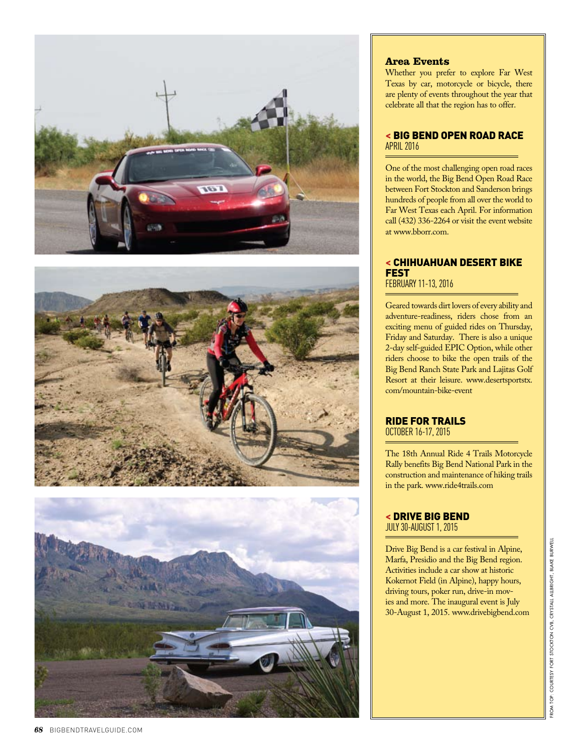## Area Events

Whether you prefer to explore Far West Texas by car, motorcycle or bicycle, there are plenty of events throughout the year that celebrate all that the region has to offer.

### < BIG BEND OPEN ROAD RACE

APRIL 2016

One of the most challenging open road races in the world, the Big Bend Open Road Race between Fort Stockton and Sanderson brings hundreds of people from all over the world to Far West Texas each April. For information call (432) 336-2264 or visit the event website at www.bborr.com.

### < CHIHUAHUAN DESERT BIKE FEST

FEBRUARY 11-13, 2016

Geared towards dirt lovers of every ability and adventure-readiness, riders chose from an exciting menu of guided rides on Thursday, Friday and Saturday. There is also a unique 2-day self-guided EPIC Option, while other riders choose to bike the open trails of the Big Bend Ranch State Park and Lajitas Golf Resort at their leisure. www.desertsportstx.com/mountain-bike-event

### RIDE FOR TRAILS

OCTOBER 16-17, 2015

The 18th Annual Ride 4 Trails Motorcycle Rally benefits Big Bend National Park in the construction and maintenance of hiking trails in the park. www.ride4trails.com

### < DRIVE BIG BEND

JULY 30-AUGUST 1, 2015

Drive Big Bend is a car festival in Alpine, Marfa, Presidio and the Big Bend region. Activities include a car show at historic Kokernot Field (in Alpine), happy hours, driving tours, poker run, drive-in movies and more. The inaugural event is July 30-August 1, 2015. www.drivebigbend.com

FROM TOP: COURTESY FORT STOCKTON CVB, CRYSTALL ALLBRIGHT, BLAKE BURWELL